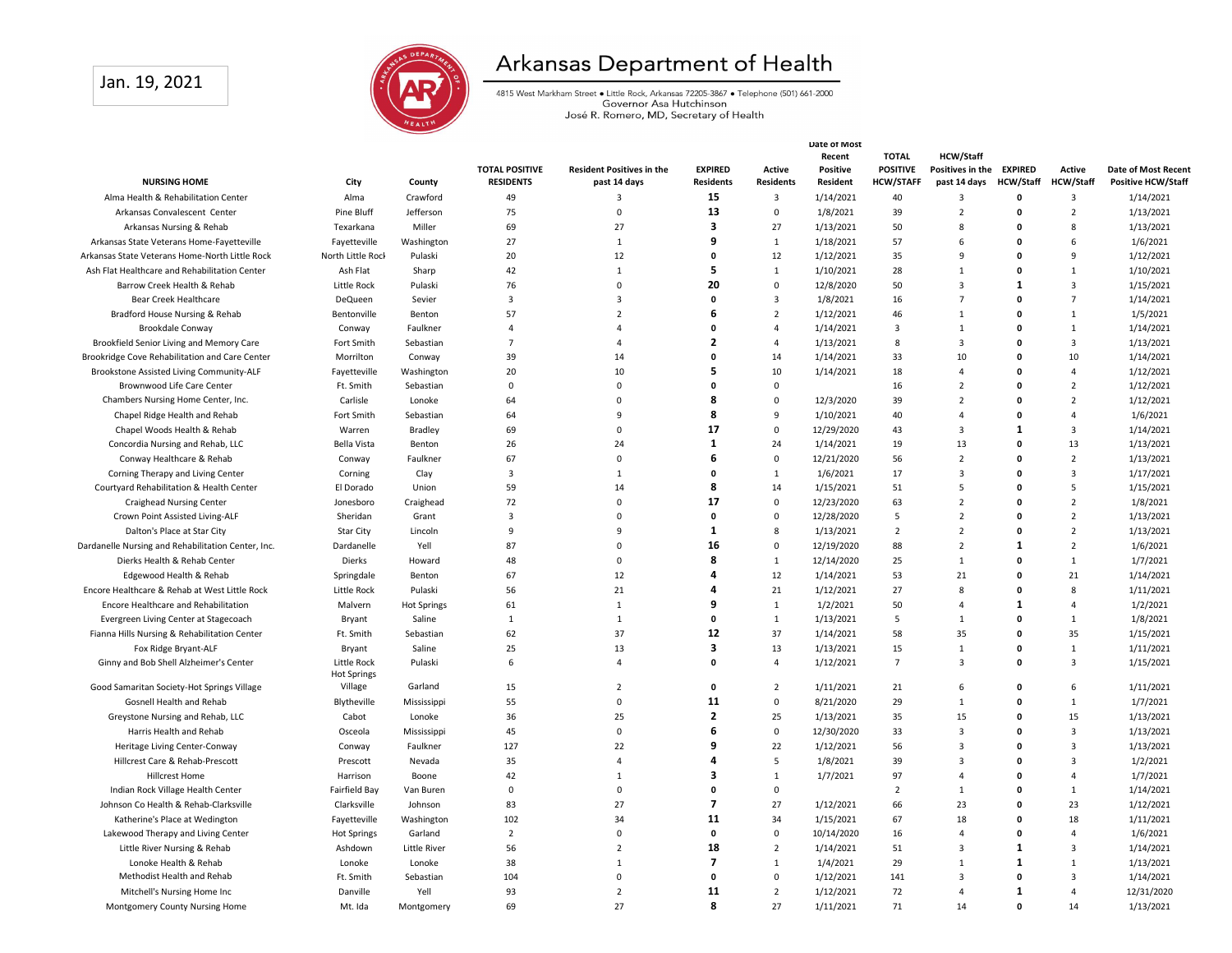Jan. 19, 2021

# Arkansas Department of Health

4815 West Markham Street • Little Rock, Arkansas 72205-3867 • Telephone (501) 661-2000
Governor Asa Hutchinson
José R. Romero, MD, Secretary of Health

| NURSING HOME | City | County | TOTAL POSITIVE RESIDENTS | Resident Positives in the past 14 days | EXPIRED Residents | Active Residents | Date of Most Recent Positive Resident | TOTAL POSITIVE HCW/STAFF | HCW/Staff Positives in the past 14 days | EXPIRED HCW/Staff | Active HCW/Staff | Date of Most Recent Positive HCW/Staff |
|---|---|---|---|---|---|---|---|---|---|---|---|---|
| Alma Health & Rehabilitation Center | Alma | Crawford | 49 | 3 | 15 | 3 | 1/14/2021 | 40 | 3 | 0 | 3 | 1/14/2021 |
| Arkansas Convalescent Center | Pine Bluff | Jefferson | 75 | 0 | 13 | 0 | 1/8/2021 | 39 | 2 | 0 | 2 | 1/13/2021 |
| Arkansas Nursing & Rehab | Texarkana | Miller | 69 | 27 | 3 | 27 | 1/13/2021 | 50 | 8 | 0 | 8 | 1/13/2021 |
| Arkansas State Veterans Home-Fayetteville | Fayetteville | Washington | 27 | 1 | 9 | 1 | 1/18/2021 | 57 | 6 | 0 | 6 | 1/6/2021 |
| Arkansas State Veterans Home-North Little Rock | North Little Rock | Pulaski | 20 | 12 | 0 | 12 | 1/12/2021 | 35 | 9 | 0 | 9 | 1/12/2021 |
| Ash Flat Healthcare and Rehabilitation Center | Ash Flat | Sharp | 42 | 1 | 5 | 1 | 1/10/2021 | 28 | 1 | 0 | 1 | 1/10/2021 |
| Barrow Creek Health & Rehab | Little Rock | Pulaski | 76 | 0 | 20 | 0 | 12/8/2020 | 50 | 3 | 1 | 3 | 1/15/2021 |
| Bear Creek Healthcare | DeQueen | Sevier | 3 | 3 | 0 | 3 | 1/8/2021 | 16 | 7 | 0 | 7 | 1/14/2021 |
| Bradford House Nursing & Rehab | Bentonville | Benton | 57 | 2 | 6 | 2 | 1/12/2021 | 46 | 1 | 0 | 1 | 1/5/2021 |
| Brookdale Conway | Conway | Faulkner | 4 | 4 | 0 | 4 | 1/14/2021 | 3 | 1 | 0 | 1 | 1/14/2021 |
| Brookfield Senior Living and Memory Care | Fort Smith | Sebastian | 7 | 4 | 2 | 4 | 1/13/2021 | 8 | 3 | 0 | 3 | 1/13/2021 |
| Brookridge Cove Rehabilitation and Care Center | Morrilton | Conway | 39 | 14 | 0 | 14 | 1/14/2021 | 33 | 10 | 0 | 10 | 1/14/2021 |
| Brookstone Assisted Living Community-ALF | Fayetteville | Washington | 20 | 10 | 5 | 10 | 1/14/2021 | 18 | 4 | 0 | 4 | 1/12/2021 |
| Brownwood Life Care Center | Ft. Smith | Sebastian | 0 | 0 | 0 | 0 | | 16 | 2 | 0 | 2 | 1/12/2021 |
| Chambers Nursing Home Center, Inc. | Carlisle | Lonoke | 64 | 0 | 8 | 0 | 12/3/2020 | 39 | 2 | 0 | 2 | 1/12/2021 |
| Chapel Ridge Health and Rehab | Fort Smith | Sebastian | 64 | 9 | 8 | 9 | 1/10/2021 | 40 | 4 | 0 | 4 | 1/6/2021 |
| Chapel Woods Health & Rehab | Warren | Bradley | 69 | 0 | 17 | 0 | 12/29/2020 | 43 | 3 | 1 | 3 | 1/14/2021 |
| Concordia Nursing and Rehab, LLC | Bella Vista | Benton | 26 | 24 | 1 | 24 | 1/14/2021 | 19 | 13 | 0 | 13 | 1/13/2021 |
| Conway Healthcare & Rehab | Conway | Faulkner | 67 | 0 | 6 | 0 | 12/21/2020 | 56 | 2 | 0 | 2 | 1/13/2021 |
| Corning Therapy and Living Center | Corning | Clay | 3 | 1 | 0 | 1 | 1/6/2021 | 17 | 3 | 0 | 3 | 1/17/2021 |
| Courtyard Rehabilitation & Health Center | El Dorado | Union | 59 | 14 | 8 | 14 | 1/15/2021 | 51 | 5 | 0 | 5 | 1/15/2021 |
| Craighead Nursing Center | Jonesboro | Craighead | 72 | 0 | 17 | 0 | 12/23/2020 | 63 | 2 | 0 | 2 | 1/8/2021 |
| Crown Point Assisted Living-ALF | Sheridan | Grant | 3 | 0 | 0 | 0 | 12/28/2020 | 5 | 2 | 0 | 2 | 1/13/2021 |
| Dalton's Place at Star City | Star City | Lincoln | 9 | 9 | 1 | 8 | 1/13/2021 | 2 | 2 | 0 | 2 | 1/13/2021 |
| Dardanelle Nursing and Rehabilitation Center, Inc. | Dardanelle | Yell | 87 | 0 | 16 | 0 | 12/19/2020 | 88 | 2 | 1 | 2 | 1/6/2021 |
| Dierks Health & Rehab Center | Dierks | Howard | 48 | 0 | 8 | 1 | 12/14/2020 | 25 | 1 | 0 | 1 | 1/7/2021 |
| Edgewood Health & Rehab | Springdale | Benton | 67 | 12 | 4 | 12 | 1/14/2021 | 53 | 21 | 0 | 21 | 1/14/2021 |
| Encore Healthcare & Rehab at West Little Rock | Little Rock | Pulaski | 56 | 21 | 4 | 21 | 1/12/2021 | 27 | 8 | 0 | 8 | 1/11/2021 |
| Encore Healthcare and Rehabilitation | Malvern | Hot Springs | 61 | 1 | 9 | 1 | 1/2/2021 | 50 | 4 | 1 | 4 | 1/2/2021 |
| Evergreen Living Center at Stagecoach | Bryant | Saline | 1 | 1 | 0 | 1 | 1/13/2021 | 5 | 1 | 0 | 1 | 1/8/2021 |
| Fianna Hills Nursing & Rehabilitation Center | Ft. Smith | Sebastian | 62 | 37 | 12 | 37 | 1/14/2021 | 58 | 35 | 0 | 35 | 1/15/2021 |
| Fox Ridge Bryant-ALF | Bryant | Saline | 25 | 13 | 3 | 13 | 1/13/2021 | 15 | 1 | 0 | 1 | 1/11/2021 |
| Ginny and Bob Shell Alzheimer's Center | Little Rock | Pulaski | 6 | 4 | 0 | 4 | 1/12/2021 | 7 | 3 | 0 | 3 | 1/15/2021 |
| Good Samaritan Society-Hot Springs Village | Hot Springs Village | Garland | 15 | 2 | 0 | 2 | 1/11/2021 | 21 | 6 | 0 | 6 | 1/11/2021 |
| Gosnell Health and Rehab | Blytheville | Mississippi | 55 | 0 | 11 | 0 | 8/21/2020 | 29 | 1 | 0 | 1 | 1/7/2021 |
| Greystone Nursing and Rehab, LLC | Cabot | Lonoke | 36 | 25 | 2 | 25 | 1/13/2021 | 35 | 15 | 0 | 15 | 1/13/2021 |
| Harris Health and Rehab | Osceola | Mississippi | 45 | 0 | 6 | 0 | 12/30/2020 | 33 | 3 | 0 | 3 | 1/13/2021 |
| Heritage Living Center-Conway | Conway | Faulkner | 127 | 22 | 9 | 22 | 1/12/2021 | 56 | 3 | 0 | 3 | 1/13/2021 |
| Hillcrest Care & Rehab-Prescott | Prescott | Nevada | 35 | 4 | 4 | 5 | 1/8/2021 | 39 | 3 | 0 | 3 | 1/2/2021 |
| Hillcrest Home | Harrison | Boone | 42 | 1 | 3 | 1 | 1/7/2021 | 97 | 4 | 0 | 4 | 1/7/2021 |
| Indian Rock Village Health Center | Fairfield Bay | Van Buren | 0 | 0 | 0 | 0 | | 2 | 1 | 0 | 1 | 1/14/2021 |
| Johnson Co Health & Rehab-Clarksville | Clarksville | Johnson | 83 | 27 | 7 | 27 | 1/12/2021 | 66 | 23 | 0 | 23 | 1/12/2021 |
| Katherine's Place at Wedington | Fayetteville | Washington | 102 | 34 | 11 | 34 | 1/15/2021 | 67 | 18 | 0 | 18 | 1/11/2021 |
| Lakewood Therapy and Living Center | Hot Springs | Garland | 2 | 0 | 0 | 0 | 10/14/2020 | 16 | 4 | 0 | 4 | 1/6/2021 |
| Little River Nursing & Rehab | Ashdown | Little River | 56 | 2 | 18 | 2 | 1/14/2021 | 51 | 3 | 1 | 3 | 1/14/2021 |
| Lonoke Health & Rehab | Lonoke | Lonoke | 38 | 1 | 7 | 1 | 1/4/2021 | 29 | 1 | 1 | 1 | 1/13/2021 |
| Methodist Health and Rehab | Ft. Smith | Sebastian | 104 | 0 | 0 | 0 | 1/12/2021 | 141 | 3 | 0 | 3 | 1/14/2021 |
| Mitchell's Nursing Home Inc | Danville | Yell | 93 | 2 | 11 | 2 | 1/12/2021 | 72 | 4 | 1 | 4 | 12/31/2020 |
| Montgomery County Nursing Home | Mt. Ida | Montgomery | 69 | 27 | 8 | 27 | 1/11/2021 | 71 | 14 | 0 | 14 | 1/13/2021 |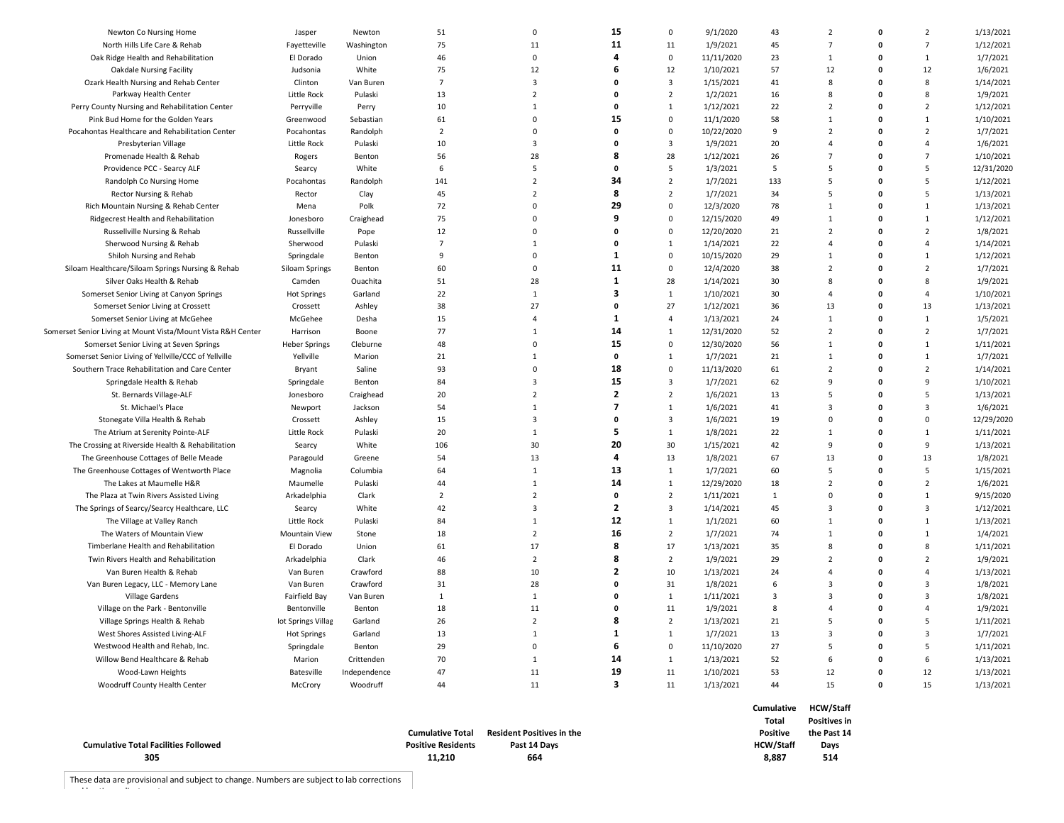| | | | | | | | | | | | | |
|---|---|---|---|---|---|---|---|---|---|---|---|---|
| Newton Co Nursing Home | Jasper | Newton | 51 | 0 | **15** | 0 | 9/1/2020 | 43 | 2 | **0** | 2 | 1/13/2021 |
| North Hills Life Care & Rehab | Fayetteville | Washington | 75 | 11 | **11** | 11 | 1/9/2021 | 45 | 7 | **0** | 7 | 1/12/2021 |
| Oak Ridge Health and Rehabilitation | El Dorado | Union | 46 | 0 | **4** | 0 | 11/11/2020 | 23 | 1 | **0** | 1 | 1/7/2021 |
| Oakdale Nursing Facility | Judsonia | White | 75 | 12 | **6** | 12 | 1/10/2021 | 57 | 12 | **0** | 12 | 1/6/2021 |
| Ozark Health Nursing and Rehab Center | Clinton | Van Buren | 7 | 3 | **0** | 3 | 1/15/2021 | 41 | 8 | **0** | 8 | 1/14/2021 |
| Parkway Health Center | Little Rock | Pulaski | 13 | 2 | **0** | 2 | 1/2/2021 | 16 | 8 | **0** | 8 | 1/9/2021 |
| Perry County Nursing and Rehabilitation Center | Perryville | Perry | 10 | 1 | **0** | 1 | 1/12/2021 | 22 | 2 | **0** | 2 | 1/12/2021 |
| Pink Bud Home for the Golden Years | Greenwood | Sebastian | 61 | 0 | **15** | 0 | 11/1/2020 | 58 | 1 | **0** | 1 | 1/10/2021 |
| Pocahontas Healthcare and Rehabilitation Center | Pocahontas | Randolph | 2 | 0 | **0** | 0 | 10/22/2020 | 9 | 2 | **0** | 2 | 1/7/2021 |
| Presbyterian Village | Little Rock | Pulaski | 10 | 3 | **0** | 3 | 1/9/2021 | 20 | 4 | **0** | 4 | 1/6/2021 |
| Promenade Health & Rehab | Rogers | Benton | 56 | 28 | **8** | 28 | 1/12/2021 | 26 | 7 | **0** | 7 | 1/10/2021 |
| Providence PCC - Searcy ALF | Searcy | White | 6 | 5 | **0** | 5 | 1/3/2021 | 5 | 5 | **0** | 5 | 12/31/2020 |
| Randolph Co Nursing Home | Pocahontas | Randolph | 141 | 2 | **34** | 2 | 1/7/2021 | 133 | 5 | **0** | 5 | 1/12/2021 |
| Rector Nursing & Rehab | Rector | Clay | 45 | 2 | **8** | 2 | 1/7/2021 | 34 | 5 | **0** | 5 | 1/13/2021 |
| Rich Mountain Nursing & Rehab Center | Mena | Polk | 72 | 0 | **29** | 0 | 12/3/2020 | 78 | 1 | **0** | 1 | 1/13/2021 |
| Ridgecrest Health and Rehabilitation | Jonesboro | Craighead | 75 | 0 | **9** | 0 | 12/15/2020 | 49 | 1 | **0** | 1 | 1/12/2021 |
| Russellville Nursing & Rehab | Russellville | Pope | 12 | 0 | **0** | 0 | 12/20/2020 | 21 | 2 | **0** | 2 | 1/8/2021 |
| Sherwood Nursing & Rehab | Sherwood | Pulaski | 7 | 1 | **0** | 1 | 1/14/2021 | 22 | 4 | **0** | 4 | 1/14/2021 |
| Shiloh Nursing and Rehab | Springdale | Benton | 9 | 0 | **1** | 0 | 10/15/2020 | 29 | 1 | **0** | 1 | 1/12/2021 |
| Siloam Healthcare/Siloam Springs Nursing & Rehab | Siloam Springs | Benton | 60 | 0 | **11** | 0 | 12/4/2020 | 38 | 2 | **0** | 2 | 1/7/2021 |
| Silver Oaks Health & Rehab | Camden | Ouachita | 51 | 28 | **1** | 28 | 1/14/2021 | 30 | 8 | **0** | 8 | 1/9/2021 |
| Somerset Senior Living at Canyon Springs | Hot Springs | Garland | 22 | 1 | **3** | 1 | 1/10/2021 | 30 | 4 | **0** | 4 | 1/10/2021 |
| Somerset Senior Living at Crossett | Crossett | Ashley | 38 | 27 | **0** | 27 | 1/12/2021 | 36 | 13 | **0** | 13 | 1/13/2021 |
| Somerset Senior Living at McGehee | McGehee | Desha | 15 | 4 | **1** | 4 | 1/13/2021 | 24 | 1 | **0** | 1 | 1/5/2021 |
| Somerset Senior Living at Mount Vista/Mount Vista R&H Center | Harrison | Boone | 77 | 1 | **14** | 1 | 12/31/2020 | 52 | 2 | **0** | 2 | 1/7/2021 |
| Somerset Senior Living at Seven Springs | Heber Springs | Cleburne | 48 | 0 | **15** | 0 | 12/30/2020 | 56 | 1 | **0** | 1 | 1/11/2021 |
| Somerset Senior Living of Yellville/CCC of Yellville | Yellville | Marion | 21 | 1 | **0** | 1 | 1/7/2021 | 21 | 1 | **0** | 1 | 1/7/2021 |
| Southern Trace Rehabilitation and Care Center | Bryant | Saline | 93 | 0 | **18** | 0 | 11/13/2020 | 61 | 2 | **0** | 2 | 1/14/2021 |
| Springdale Health & Rehab | Springdale | Benton | 84 | 3 | **15** | 3 | 1/7/2021 | 62 | 9 | **0** | 9 | 1/10/2021 |
| St. Bernards Village-ALF | Jonesboro | Craighead | 20 | 2 | **2** | 2 | 1/6/2021 | 13 | 5 | **0** | 5 | 1/13/2021 |
| St. Michael's Place | Newport | Jackson | 54 | 1 | **7** | 1 | 1/6/2021 | 41 | 3 | **0** | 3 | 1/6/2021 |
| Stonegate Villa Health & Rehab | Crossett | Ashley | 15 | 3 | **0** | 3 | 1/6/2021 | 19 | 0 | **0** | 0 | 12/29/2020 |
| The Atrium at Serenity Pointe-ALF | Little Rock | Pulaski | 20 | 1 | **5** | 1 | 1/8/2021 | 22 | 1 | **0** | 1 | 1/11/2021 |
| The Crossing at Riverside Health & Rehabilitation | Searcy | White | 106 | 30 | **20** | 30 | 1/15/2021 | 42 | 9 | **0** | 9 | 1/13/2021 |
| The Greenhouse Cottages of Belle Meade | Paragould | Greene | 54 | 13 | **4** | 13 | 1/8/2021 | 67 | 13 | **0** | 13 | 1/8/2021 |
| The Greenhouse Cottages of Wentworth Place | Magnolia | Columbia | 64 | 1 | **13** | 1 | 1/7/2021 | 60 | 5 | **0** | 5 | 1/15/2021 |
| The Lakes at Maumelle H&R | Maumelle | Pulaski | 44 | 1 | **14** | 1 | 12/29/2020 | 18 | 2 | **0** | 2 | 1/6/2021 |
| The Plaza at Twin Rivers Assisted Living | Arkadelphia | Clark | 2 | 2 | **0** | 2 | 1/11/2021 | 1 | 0 | **0** | 1 | 9/15/2020 |
| The Springs of Searcy/Searcy Healthcare, LLC | Searcy | White | 42 | 3 | **2** | 3 | 1/14/2021 | 45 | 3 | **0** | 3 | 1/12/2021 |
| The Village at Valley Ranch | Little Rock | Pulaski | 84 | 1 | **12** | 1 | 1/1/2021 | 60 | 1 | **0** | 1 | 1/13/2021 |
| The Waters of Mountain View | Mountain View | Stone | 18 | 2 | **16** | 2 | 1/7/2021 | 74 | 1 | **0** | 1 | 1/4/2021 |
| Timberlane Health and Rehabilitation | El Dorado | Union | 61 | 17 | **8** | 17 | 1/13/2021 | 35 | 8 | **0** | 8 | 1/11/2021 |
| Twin Rivers Health and Rehabilitation | Arkadelphia | Clark | 46 | 2 | **8** | 2 | 1/9/2021 | 29 | 2 | **0** | 2 | 1/9/2021 |
| Van Buren Health & Rehab | Van Buren | Crawford | 88 | 10 | **2** | 10 | 1/13/2021 | 24 | 4 | **0** | 4 | 1/13/2021 |
| Van Buren Legacy, LLC - Memory Lane | Van Buren | Crawford | 31 | 28 | **0** | 31 | 1/8/2021 | 6 | 3 | **0** | 3 | 1/8/2021 |
| Village Gardens | Fairfield Bay | Van Buren | 1 | 1 | **0** | 1 | 1/11/2021 | 3 | 3 | **0** | 3 | 1/8/2021 |
| Village on the Park - Bentonville | Bentonville | Benton | 18 | 11 | **0** | 11 | 1/9/2021 | 8 | 4 | **0** | 4 | 1/9/2021 |
| Village Springs Health & Rehab | lot Springs Villag | Garland | 26 | 2 | **8** | 2 | 1/13/2021 | 21 | 5 | **0** | 5 | 1/11/2021 |
| West Shores Assisted Living-ALF | Hot Springs | Garland | 13 | 1 | **1** | 1 | 1/7/2021 | 13 | 3 | **0** | 3 | 1/7/2021 |
| Westwood Health and Rehab, Inc. | Springdale | Benton | 29 | 0 | **6** | 0 | 11/10/2020 | 27 | 5 | **0** | 5 | 1/11/2021 |
| Willow Bend Healthcare & Rehab | Marion | Crittenden | 70 | 1 | **14** | 1 | 1/13/2021 | 52 | 6 | **0** | 6 | 1/13/2021 |
| Wood-Lawn Heights | Batesville | Independence | 47 | 11 | **19** | 11 | 1/10/2021 | 53 | 12 | **0** | 12 | 1/13/2021 |
| Woodruff County Health Center | McCrory | Woodruff | 44 | 11 | **3** | 11 | 1/13/2021 | 44 | 15 | **0** | 15 | 1/13/2021 |

| Cumulative Total Facilities Followed | Cumulative Total Positive Residents | Resident Positives in the Past 14 Days | Cumulative Total Positive HCW/Staff | HCW/Staff Positives in the Past 14 Days |
|---|---|---|---|---|
| **305** | **11,210** | **664** | **8,887** | **514** |

These data are provisional and subject to change. Numbers are subject to lab corrections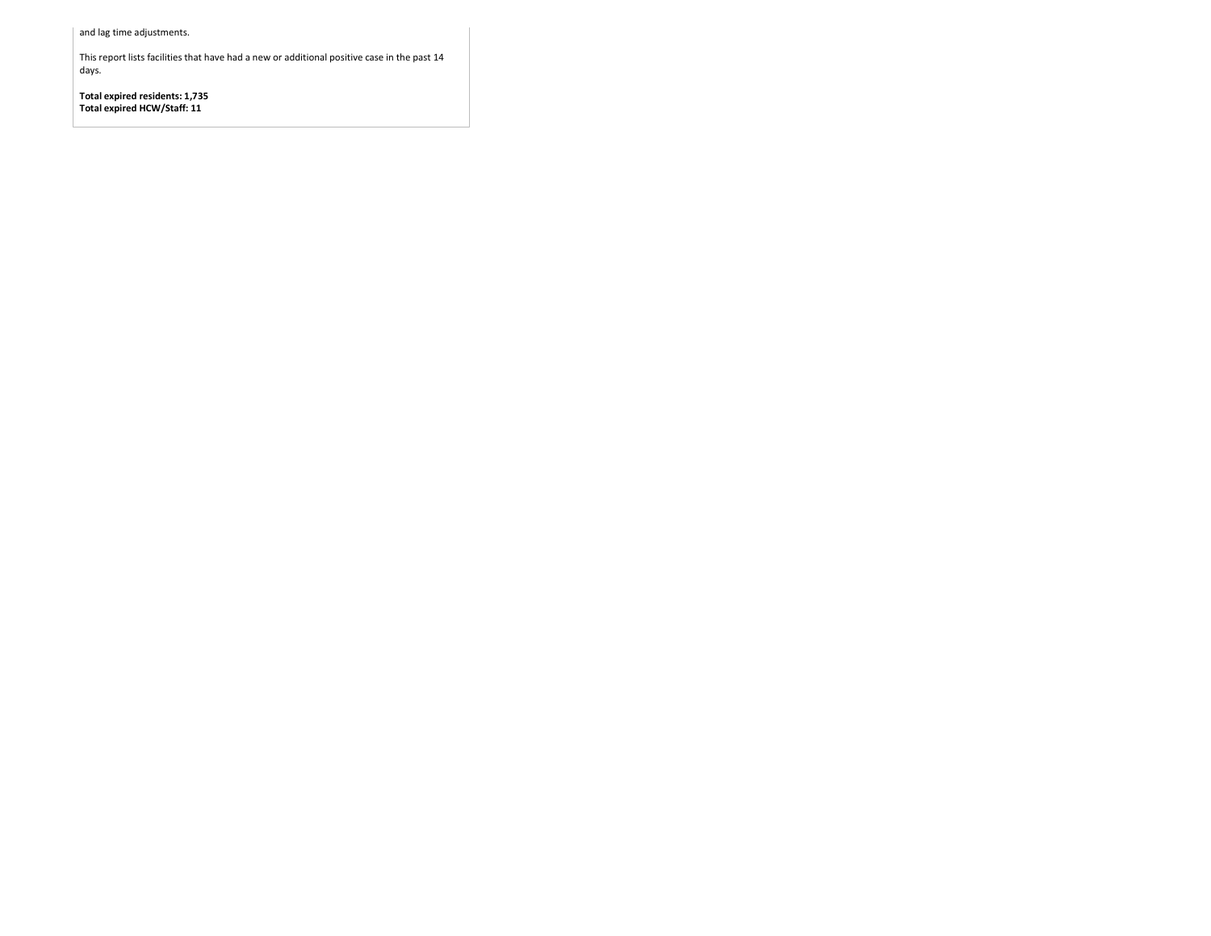and lag time adjustments.

This report lists facilities that have had a new or additional positive case in the past 14 days.

**Total expired residents: 1,735**
**Total expired HCW/Staff: 11**